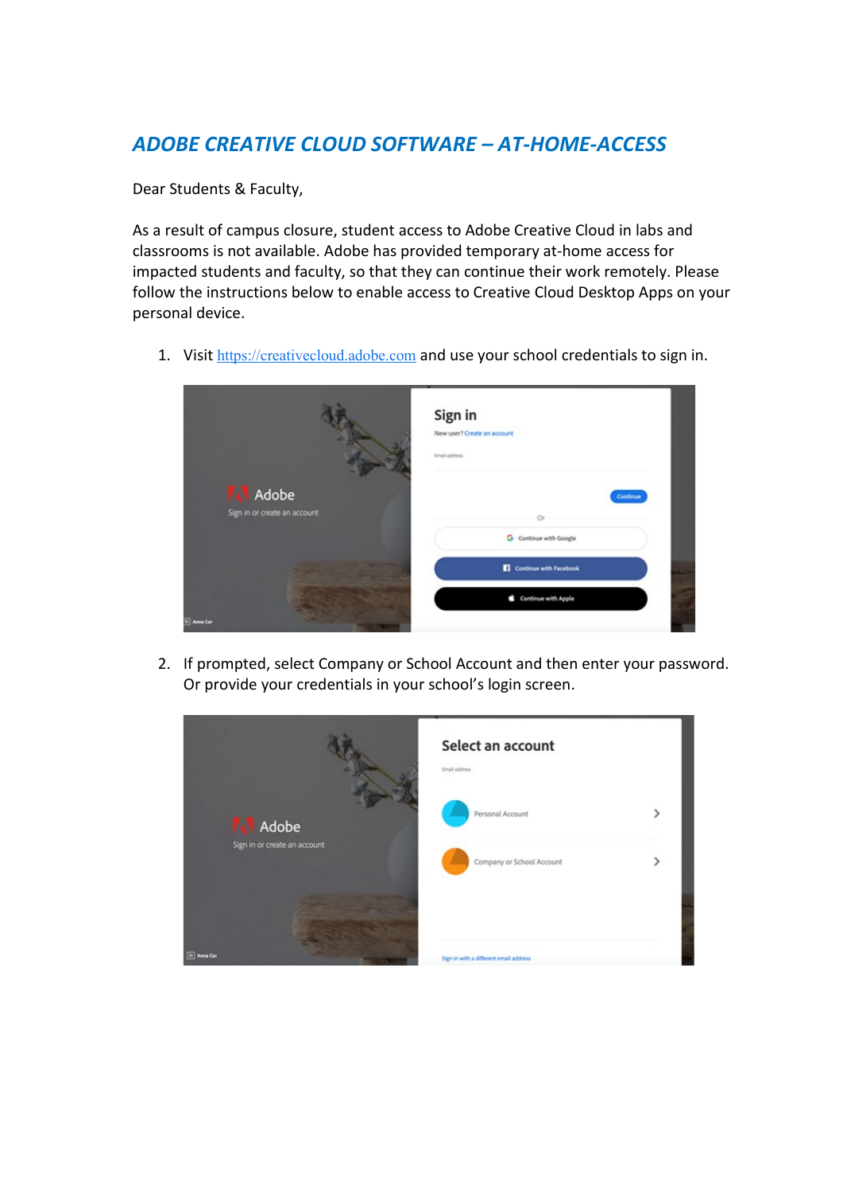## *ADOBE CREATIVE CLOUD SOFTWARE – AT-HOME-ACCESS*

Dear Students & Faculty,

As a result of campus closure, student access to Adobe Creative Cloud in labs and classrooms is not available. Adobe has provided temporary at-home access for impacted students and faculty, so that they can continue their work remotely. Please follow the instructions below to enable access to Creative Cloud Desktop Apps on your personal device.

1. Visit https://creativecloud.adobe.com and use your school credentials to sign in.

2. If prompted, select Company or School Account and then enter your password. Or provide your credentials in your school's login screen.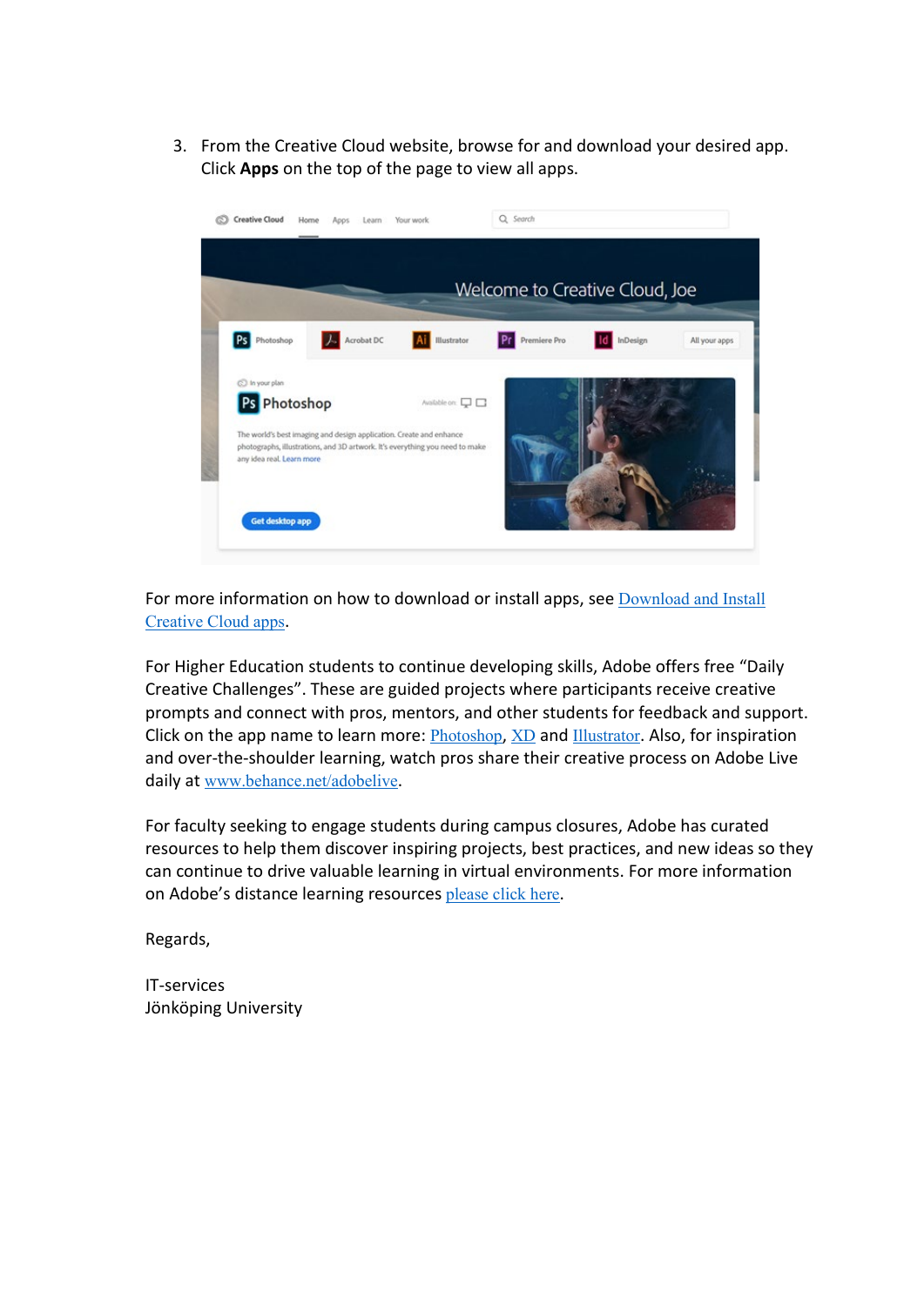3. From the Creative Cloud website, browse for and download your desired app. Click **Apps** on the top of the page to view all apps.

For more information on how to download or install apps, see [Download and Install Creative Cloud apps](#).

For Higher Education students to continue developing skills, Adobe offers free "Daily Creative Challenges". These are guided projects where participants receive creative prompts and connect with pros, mentors, and other students for feedback and support. Click on the app name to learn more: [Photoshop](#), [XD](#) and [Illustrator](#). Also, for inspiration and over-the-shoulder learning, watch pros share their creative process on Adobe Live daily at [www.behance.net/adobelive](www.behance.net/adobelive).

For faculty seeking to engage students during campus closures, Adobe has curated resources to help them discover inspiring projects, best practices, and new ideas so they can continue to drive valuable learning in virtual environments. For more information on Adobe's distance learning resources [please click here](#).

Regards,

IT-services
Jönköping University